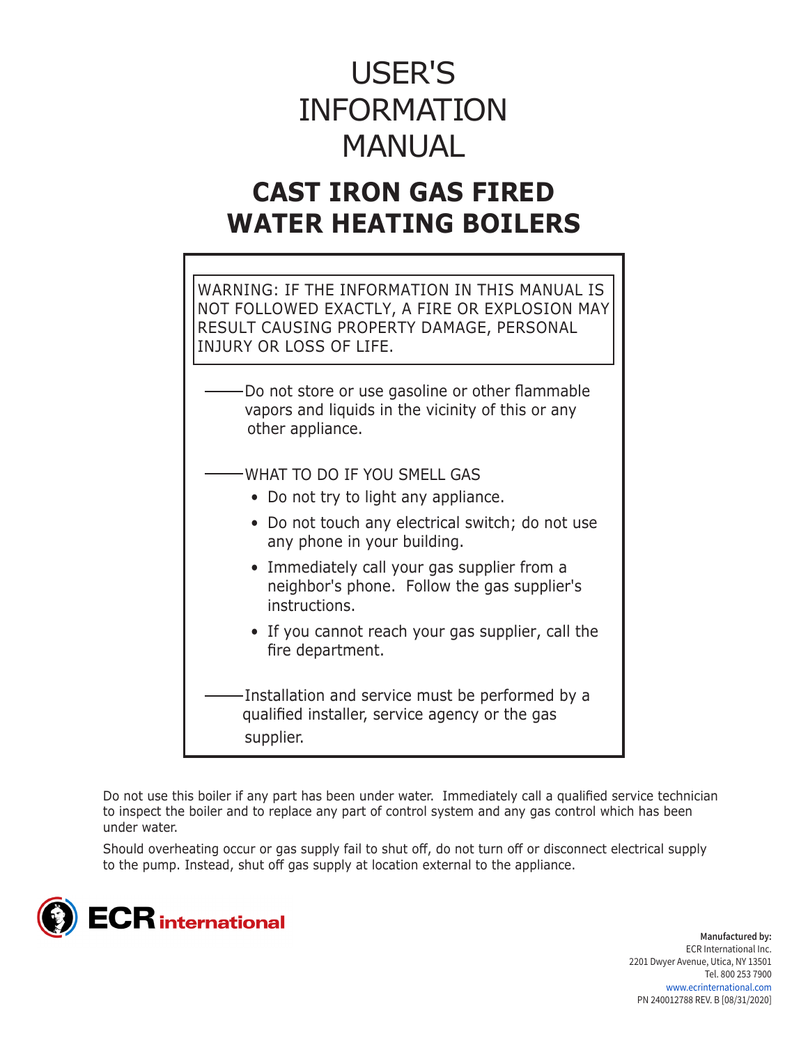# USER'S INFORMATION MANUAL

## CAST IRON GAS FIRED WATER HEATING BOILERS

WARNING: IF THE INFORMATION IN THIS MANUAL IS NOT FOLLOWED EXACTLY, A FIRE OR EXPLOSION MAY RESULT CAUSING PROPERTY DAMAGE, PERSONAL INJURY OR LOSS OF LIFE.

— Do not store or use gasoline or other flammable vapors and liquids in the vicinity of this or any other appliance.

— WHAT TO DO IF YOU SMELL GAS

- Do not try to light any appliance.
- Do not touch any electrical switch; do not use any phone in your building.
- Immediately call your gas supplier from a neighbor's phone. Follow the gas supplier's instructions.
- If you cannot reach your gas supplier, call the fire department.

— Installation and service must be performed by a qualified installer, service agency or the gas supplier.

Do not use this boiler if any part has been under water. Immediately call a qualified service technician to inspect the boiler and to replace any part of control system and any gas control which has been under water.

Should overheating occur or gas supply fail to shut off, do not turn off or disconnect electrical supply to the pump. Instead, shut off gas supply at location external to the appliance.

ECR international

**Manufactured by:**
ECR International Inc.
2201 Dwyer Avenue, Utica, NY 13501
Tel. 800 253 7900
www.ecrinternational.com
PN 240012788 REV. B [08/31/2020]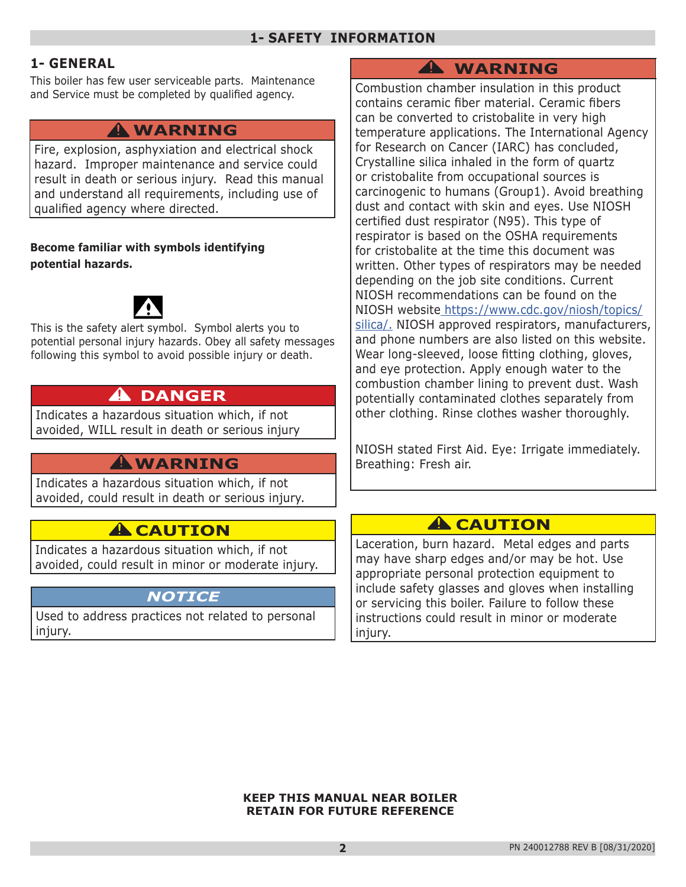# 1- SAFETY INFORMATION

## 1- GENERAL

This boiler has few user serviceable parts. Maintenance and Service must be completed by qualified agency.

**⚠ WARNING**

Fire, explosion, asphyxiation and electrical shock hazard. Improper maintenance and service could result in death or serious injury. Read this manual and understand all requirements, including use of qualified agency where directed.

**Become familiar with symbols identifying potential hazards.**

⚠

This is the safety alert symbol. Symbol alerts you to potential personal injury hazards. Obey all safety messages following this symbol to avoid possible injury or death.

**⚠ DANGER**

Indicates a hazardous situation which, if not avoided, WILL result in death or serious injury

**⚠ WARNING**

Indicates a hazardous situation which, if not avoided, could result in death or serious injury.

**⚠ CAUTION**

Indicates a hazardous situation which, if not avoided, could result in minor or moderate injury.

***NOTICE***

Used to address practices not related to personal injury.

**⚠ WARNING**

Combustion chamber insulation in this product contains ceramic fiber material. Ceramic fibers can be converted to cristobalite in very high temperature applications. The International Agency for Research on Cancer (IARC) has concluded, Crystalline silica inhaled in the form of quartz or cristobalite from occupational sources is carcinogenic to humans (Group1). Avoid breathing dust and contact with skin and eyes. Use NIOSH certified dust respirator (N95). This type of respirator is based on the OSHA requirements for cristobalite at the time this document was written. Other types of respirators may be needed depending on the job site conditions. Current NIOSH recommendations can be found on the NIOSH website https://www.cdc.gov/niosh/topics/silica/. NIOSH approved respirators, manufacturers, and phone numbers are also listed on this website. Wear long-sleeved, loose fitting clothing, gloves, and eye protection. Apply enough water to the combustion chamber lining to prevent dust. Wash potentially contaminated clothes separately from other clothing. Rinse clothes washer thoroughly.

NIOSH stated First Aid. Eye: Irrigate immediately. Breathing: Fresh air.

**⚠ CAUTION**

Laceration, burn hazard. Metal edges and parts may have sharp edges and/or may be hot. Use appropriate personal protection equipment to include safety glasses and gloves when installing or servicing this boiler. Failure to follow these instructions could result in minor or moderate injury.

**KEEP THIS MANUAL NEAR BOILER**
**RETAIN FOR FUTURE REFERENCE**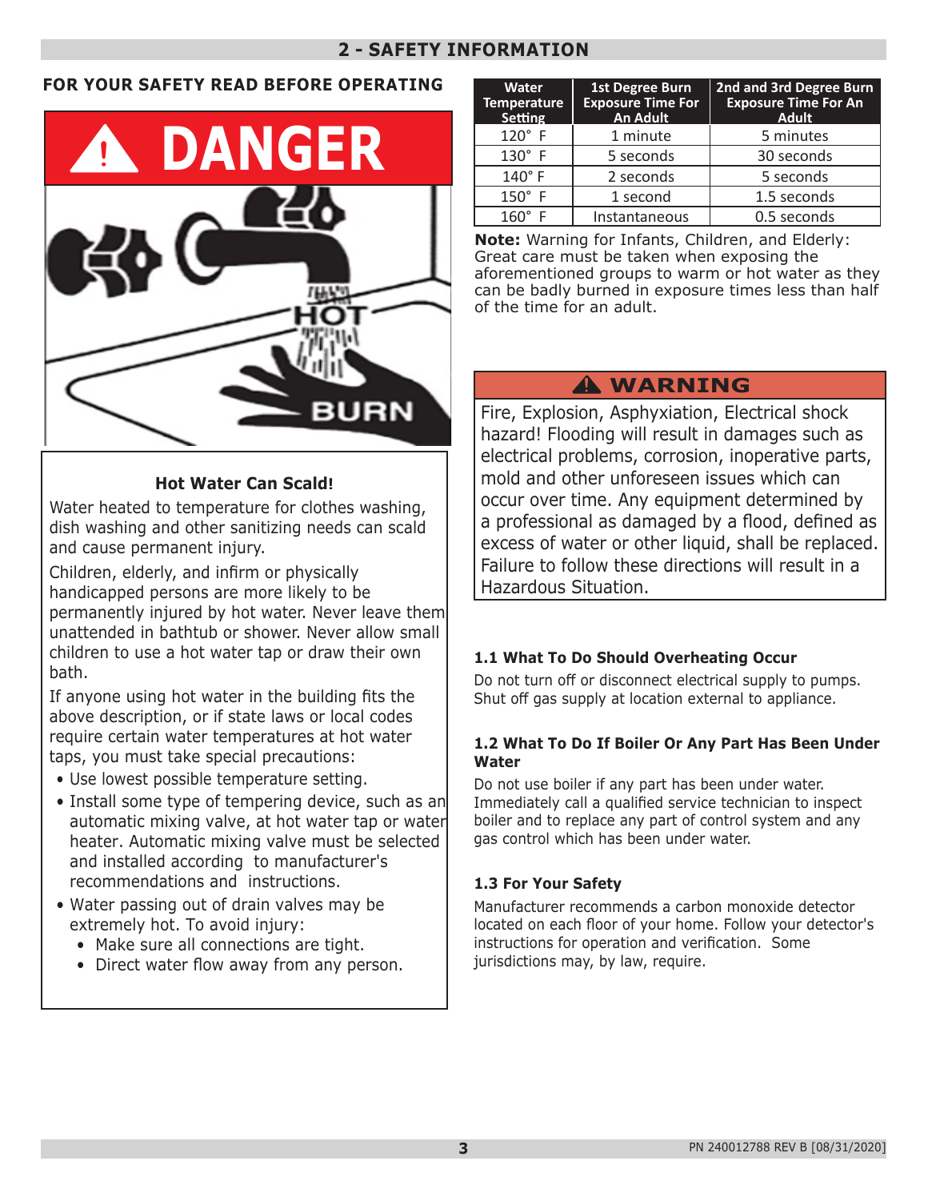## 2 - SAFETY INFORMATION

### FOR YOUR SAFETY READ BEFORE OPERATING

**DANGER**

HOT

BURN

**Hot Water Can Scald!**

Water heated to temperature for clothes washing, dish washing and other sanitizing needs can scald and cause permanent injury.

Children, elderly, and infirm or physically handicapped persons are more likely to be permanently injured by hot water. Never leave them unattended in bathtub or shower. Never allow small children to use a hot water tap or draw their own bath.

If anyone using hot water in the building fits the above description, or if state laws or local codes require certain water temperatures at hot water taps, you must take special precautions:

- Use lowest possible temperature setting.
- Install some type of tempering device, such as an automatic mixing valve, at hot water tap or water heater. Automatic mixing valve must be selected and installed according to manufacturer's recommendations and instructions.
- Water passing out of drain valves may be extremely hot. To avoid injury:
  - Make sure all connections are tight.
  - Direct water flow away from any person.

| Water Temperature Setting | 1st Degree Burn Exposure Time For An Adult | 2nd and 3rd Degree Burn Exposure Time For An Adult |
|---|---|---|
| 120° F | 1 minute | 5 minutes |
| 130° F | 5 seconds | 30 seconds |
| 140° F | 2 seconds | 5 seconds |
| 150° F | 1 second | 1.5 seconds |
| 160° F | Instantaneous | 0.5 seconds |

**Note:** Warning for Infants, Children, and Elderly: Great care must be taken when exposing the aforementioned groups to warm or hot water as they can be badly burned in exposure times less than half of the time for an adult.

**WARNING**

Fire, Explosion, Asphyxiation, Electrical shock hazard! Flooding will result in damages such as electrical problems, corrosion, inoperative parts, mold and other unforeseen issues which can occur over time. Any equipment determined by a professional as damaged by a flood, defined as excess of water or other liquid, shall be replaced. Failure to follow these directions will result in a Hazardous Situation.

### 1.1 What To Do Should Overheating Occur

Do not turn off or disconnect electrical supply to pumps. Shut off gas supply at location external to appliance.

### 1.2 What To Do If Boiler Or Any Part Has Been Under Water

Do not use boiler if any part has been under water. Immediately call a qualified service technician to inspect boiler and to replace any part of control system and any gas control which has been under water.

### 1.3 For Your Safety

Manufacturer recommends a carbon monoxide detector located on each floor of your home. Follow your detector's instructions for operation and verification. Some jurisdictions may, by law, require.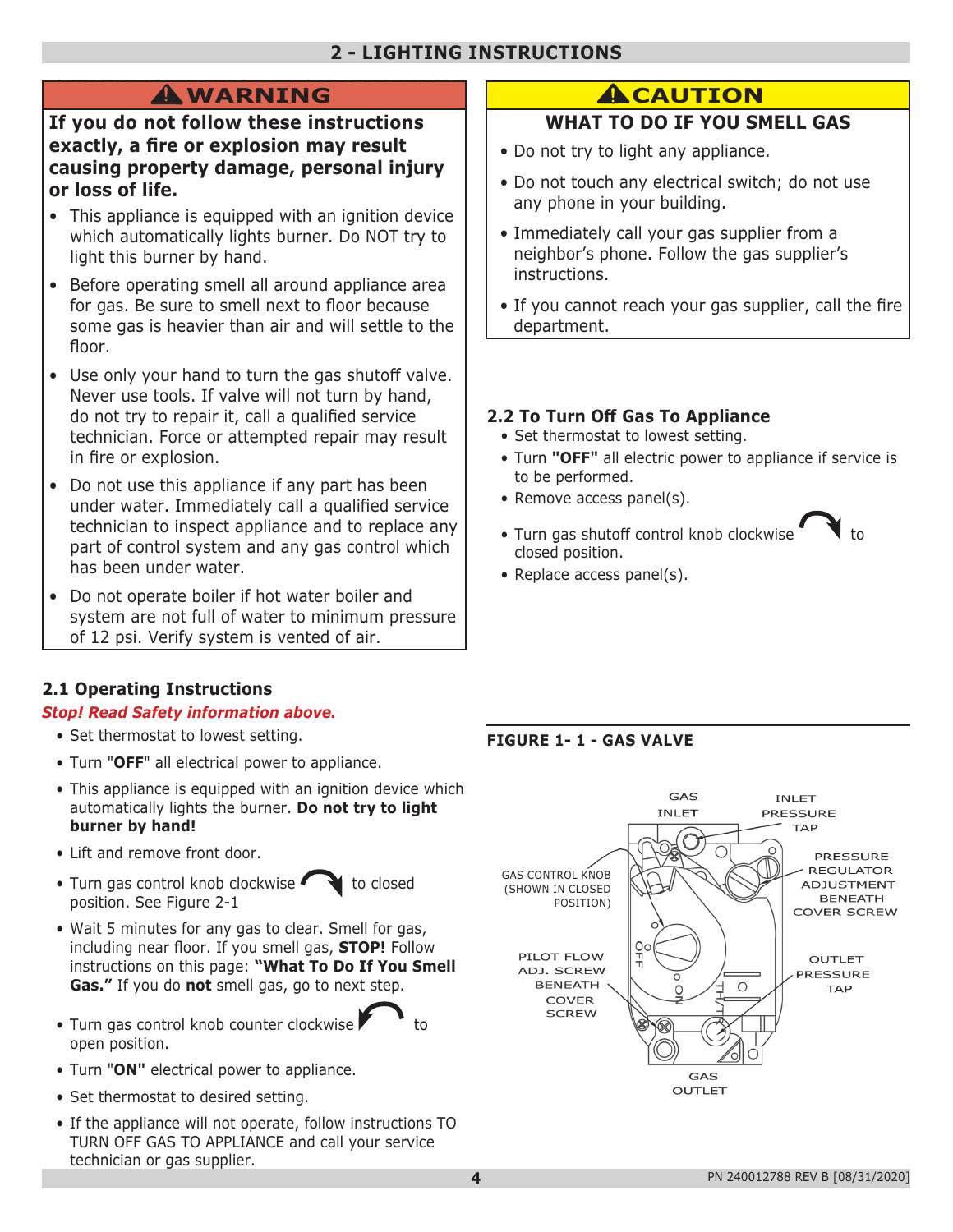## 2 - LIGHTING INSTRUCTIONS

### ⚠ WARNING

**If you do not follow these instructions exactly, a fire or explosion may result causing property damage, personal injury or loss of life.**

- This appliance is equipped with an ignition device which automatically lights burner. Do NOT try to light this burner by hand.
- Before operating smell all around appliance area for gas. Be sure to smell next to floor because some gas is heavier than air and will settle to the floor.
- Use only your hand to turn the gas shutoff valve. Never use tools. If valve will not turn by hand, do not try to repair it, call a qualified service technician. Force or attempted repair may result in fire or explosion.
- Do not use this appliance if any part has been under water. Immediately call a qualified service technician to inspect appliance and to replace any part of control system and any gas control which has been under water.
- Do not operate boiler if hot water boiler and system are not full of water to minimum pressure of 12 psi. Verify system is vented of air.

### 2.1 Operating Instructions

***Stop! Read Safety information above.***

- Set thermostat to lowest setting.
- Turn "**OFF**" all electrical power to appliance.
- This appliance is equipped with an ignition device which automatically lights the burner. **Do not try to light burner by hand!**
- Lift and remove front door.
- Turn gas control knob clockwise ↻ to closed position. See Figure 2-1
- Wait 5 minutes for any gas to clear. Smell for gas, including near floor. If you smell gas, **STOP!** Follow instructions on this page: **"What To Do If You Smell Gas."** If you do **not** smell gas, go to next step.
- Turn gas control knob counter clockwise ↺ to open position.
- Turn "**ON"** electrical power to appliance.
- Set thermostat to desired setting.
- If the appliance will not operate, follow instructions TO TURN OFF GAS TO APPLIANCE and call your service technician or gas supplier.

### ⚠ CAUTION

**WHAT TO DO IF YOU SMELL GAS**

- Do not try to light any appliance.
- Do not touch any electrical switch; do not use any phone in your building.
- Immediately call your gas supplier from a neighbor's phone. Follow the gas supplier's instructions.
- If you cannot reach your gas supplier, call the fire department.

### 2.2 To Turn Off Gas To Appliance

- Set thermostat to lowest setting.
- Turn **"OFF"** all electric power to appliance if service is to be performed.
- Remove access panel(s).
- Turn gas shutoff control knob clockwise ↻ to closed position.
- Replace access panel(s).

**FIGURE 1- 1 - GAS VALVE**

GAS INLET
INLET PRESSURE TAP
PRESSURE REGULATOR ADJUSTMENT BENEATH COVER SCREW
GAS CONTROL KNOB (SHOWN IN CLOSED POSITION)
PILOT FLOW ADJ. SCREW BENEATH COVER SCREW
OUTLET PRESSURE TAP
OFF
ON
TH/TP
GAS OUTLET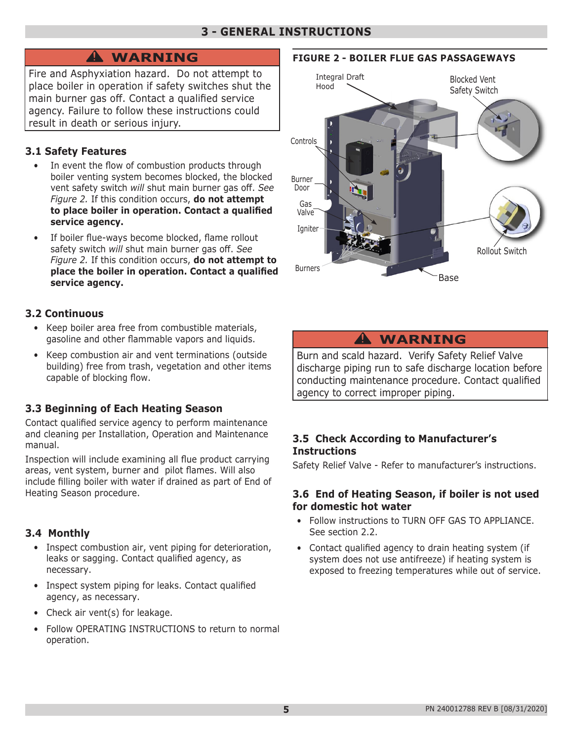# 3 - GENERAL INSTRUCTIONS

**⚠ WARNING**

Fire and Asphyxiation hazard. Do not attempt to place boiler in operation if safety switches shut the main burner gas off. Contact a qualified service agency. Failure to follow these instructions could result in death or serious injury.

## 3.1 Safety Features

- In event the flow of combustion products through boiler venting system becomes blocked, the blocked vent safety switch *will* shut main burner gas off. *See Figure 2.* If this condition occurs, **do not attempt to place boiler in operation. Contact a qualified service agency.**
- If boiler flue-ways become blocked, flame rollout safety switch *will* shut main burner gas off. *See Figure 2.* If this condition occurs, **do not attempt to place the boiler in operation. Contact a qualified service agency.**

**FIGURE 2 - BOILER FLUE GAS PASSAGEWAYS**

Integral Draft Hood
Blocked Vent Safety Switch
Controls
Burner Door
Gas Valve
Igniter
Burners
Rollout Switch
Base

## 3.2 Continuous

- Keep boiler area free from combustible materials, gasoline and other flammable vapors and liquids.
- Keep combustion air and vent terminations (outside building) free from trash, vegetation and other items capable of blocking flow.

## 3.3 Beginning of Each Heating Season

Contact qualified service agency to perform maintenance and cleaning per Installation, Operation and Maintenance manual.

Inspection will include examining all flue product carrying areas, vent system, burner and pilot flames. Will also include filling boiler with water if drained as part of End of Heating Season procedure.

## 3.4 Monthly

- Inspect combustion air, vent piping for deterioration, leaks or sagging. Contact qualified agency, as necessary.
- Inspect system piping for leaks. Contact qualified agency, as necessary.
- Check air vent(s) for leakage.
- Follow OPERATING INSTRUCTIONS to return to normal operation.

**⚠ WARNING**

Burn and scald hazard. Verify Safety Relief Valve discharge piping run to safe discharge location before conducting maintenance procedure. Contact qualified agency to correct improper piping.

## 3.5 Check According to Manufacturer's Instructions

Safety Relief Valve - Refer to manufacturer's instructions.

## 3.6 End of Heating Season, if boiler is not used for domestic hot water

- Follow instructions to TURN OFF GAS TO APPLIANCE. See section 2.2.
- Contact qualified agency to drain heating system (if system does not use antifreeze) if heating system is exposed to freezing temperatures while out of service.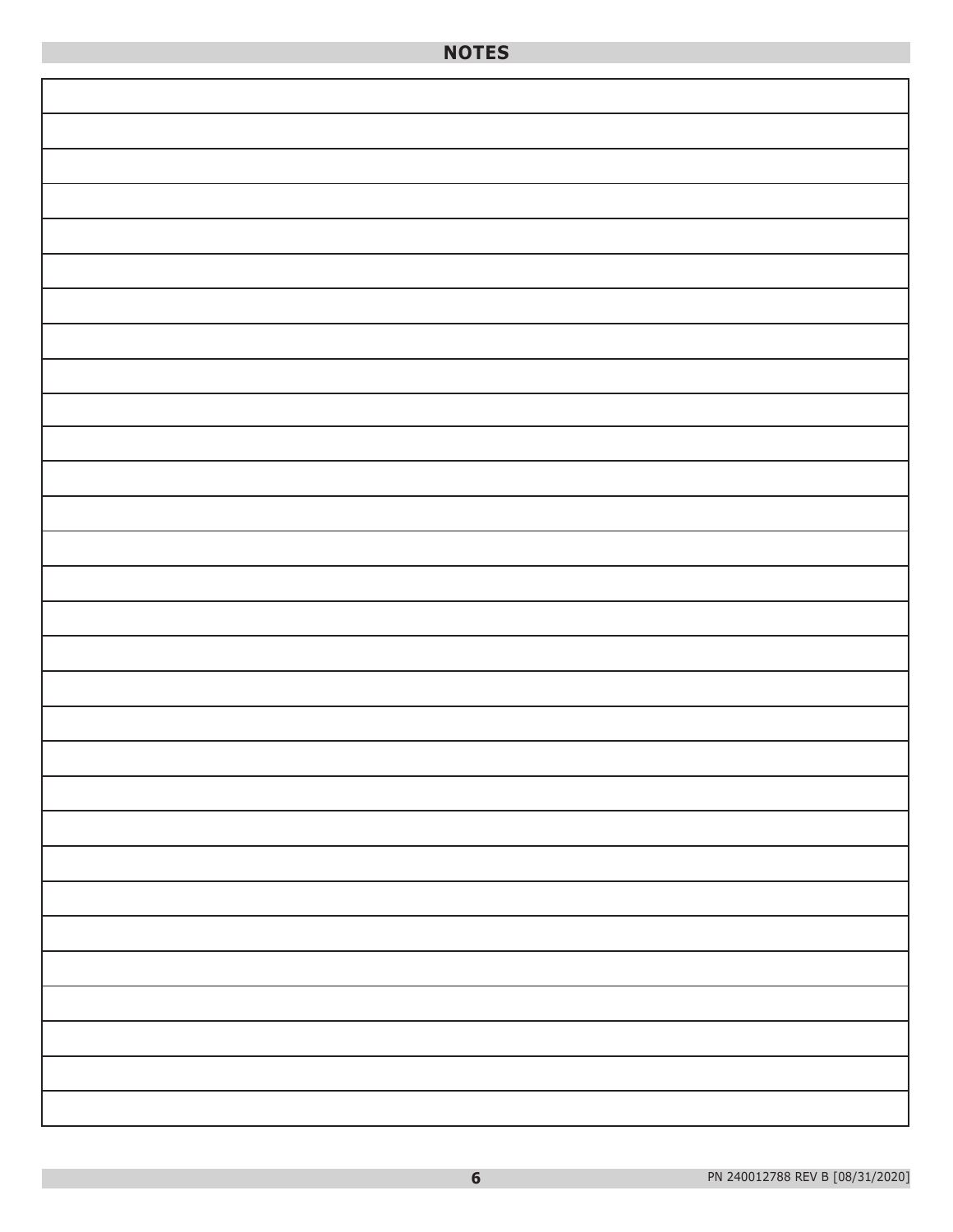## NOTES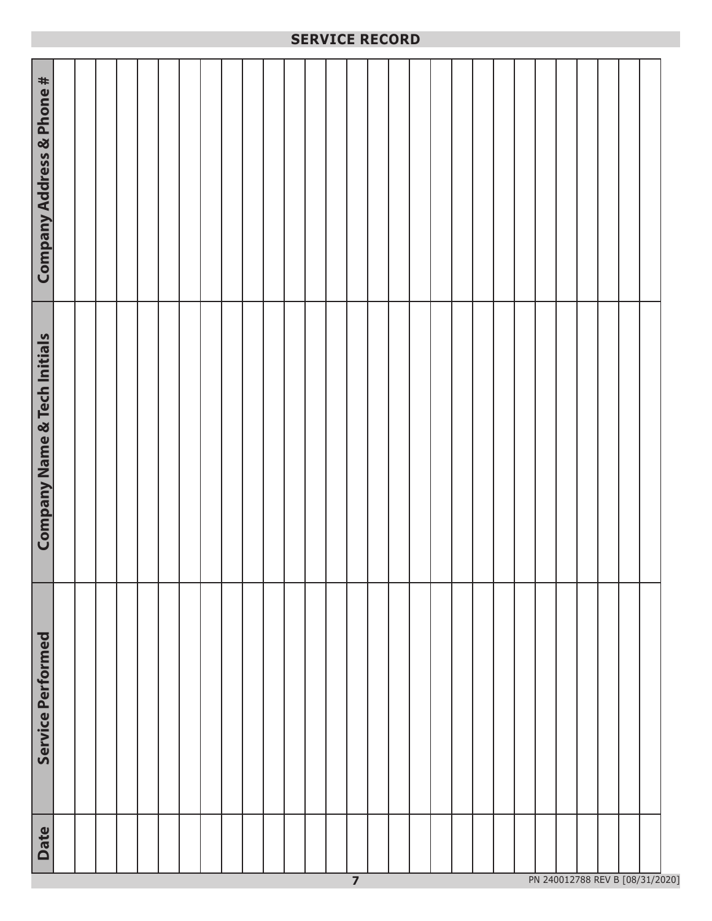## SERVICE RECORD

| Date | Service Performed | Company Name & Tech Initials | Company Address & Phone # |
|---|---|---|---|
| | | | |
| | | | |
| | | | |
| | | | |
| | | | |
| | | | |
| | | | |
| | | | |
| | | | |
| | | | |
| | | | |
| | | | |
| | | | |
| | | | |
| | | | |
| | | | |
| | | | |
| | | | |
| | | | |
| | | | |
| | | | |
| | | | |
| | | | |
| | | | |
| | | | |
| | | | |
| | | | |
| | | | |
| | | | |

PN 240012788 REV B [08/31/2020]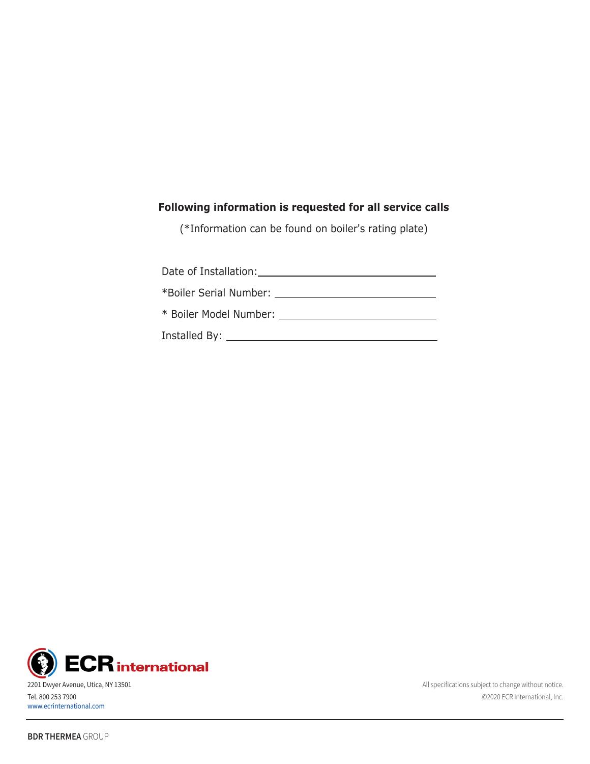**Following information is requested for all service calls**

(*Information can be found on boiler's rating plate)

Date of Installation: ______________________________

*Boiler Serial Number: ______________________________

* Boiler Model Number: ______________________________

Installed By: ______________________________

**ECR international**

2201 Dwyer Avenue, Utica, NY 13501

Tel. 800 253 7900

www.ecrinternational.com

All specifications subject to change without notice.

©2020 ECR International, Inc.

**BDR THERMEA** GROUP